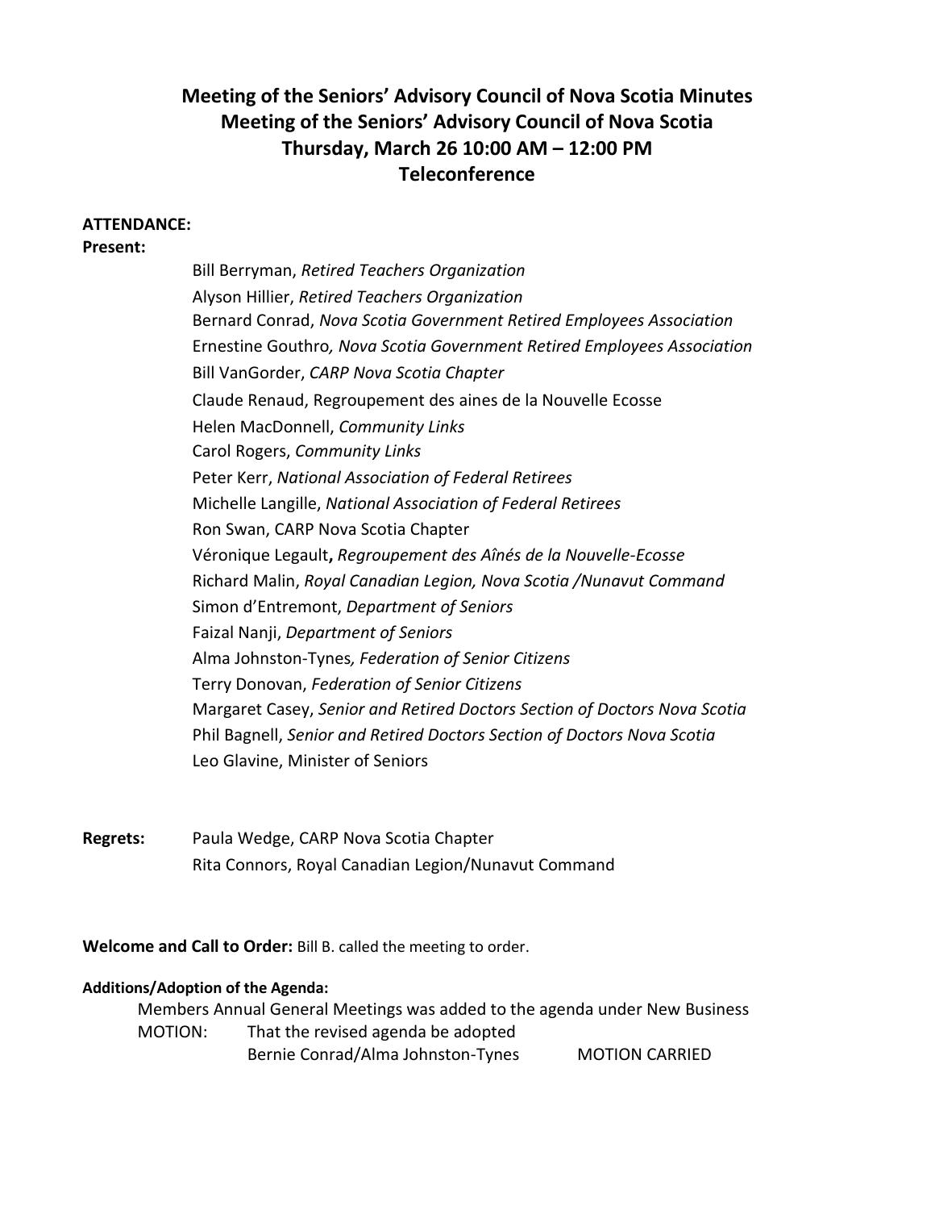# Meeting of the Seniors' Advisory Council of Nova Scotia Minutes
# Meeting of the Seniors' Advisory Council of Nova Scotia
# Thursday, March 26 10:00 AM – 12:00 PM
# Teleconference

**ATTENDANCE:**

**Present:**

Bill Berryman, *Retired Teachers Organization*
Alyson Hillier, *Retired Teachers Organization*
Bernard Conrad, *Nova Scotia Government Retired Employees Association*
Ernestine Gouthro*, Nova Scotia Government Retired Employees Association*
Bill VanGorder, *CARP Nova Scotia Chapter*
Claude Renaud, Regroupement des aines de la Nouvelle Ecosse
Helen MacDonnell, *Community Links*
Carol Rogers, *Community Links*
Peter Kerr, *National Association of Federal Retirees*
Michelle Langille, *National Association of Federal Retirees*
Ron Swan, CARP Nova Scotia Chapter
Véronique Legault**,** *Regroupement des Aînés de la Nouvelle-Ecosse*
Richard Malin, *Royal Canadian Legion, Nova Scotia /Nunavut Command*
Simon d'Entremont, *Department of Seniors*
Faizal Nanji, *Department of Seniors*
Alma Johnston-Tynes*, Federation of Senior Citizens*
Terry Donovan, *Federation of Senior Citizens*
Margaret Casey, *Senior and Retired Doctors Section of Doctors Nova Scotia*
Phil Bagnell, *Senior and Retired Doctors Section of Doctors Nova Scotia*
Leo Glavine, Minister of Seniors

**Regrets:** Paula Wedge, CARP Nova Scotia Chapter
Rita Connors, Royal Canadian Legion/Nunavut Command

**Welcome and Call to Order:** Bill B. called the meeting to order.

**Additions/Adoption of the Agenda:**

Members Annual General Meetings was added to the agenda under New Business

MOTION: That the revised agenda be adopted
Bernie Conrad/Alma Johnston-Tynes MOTION CARRIED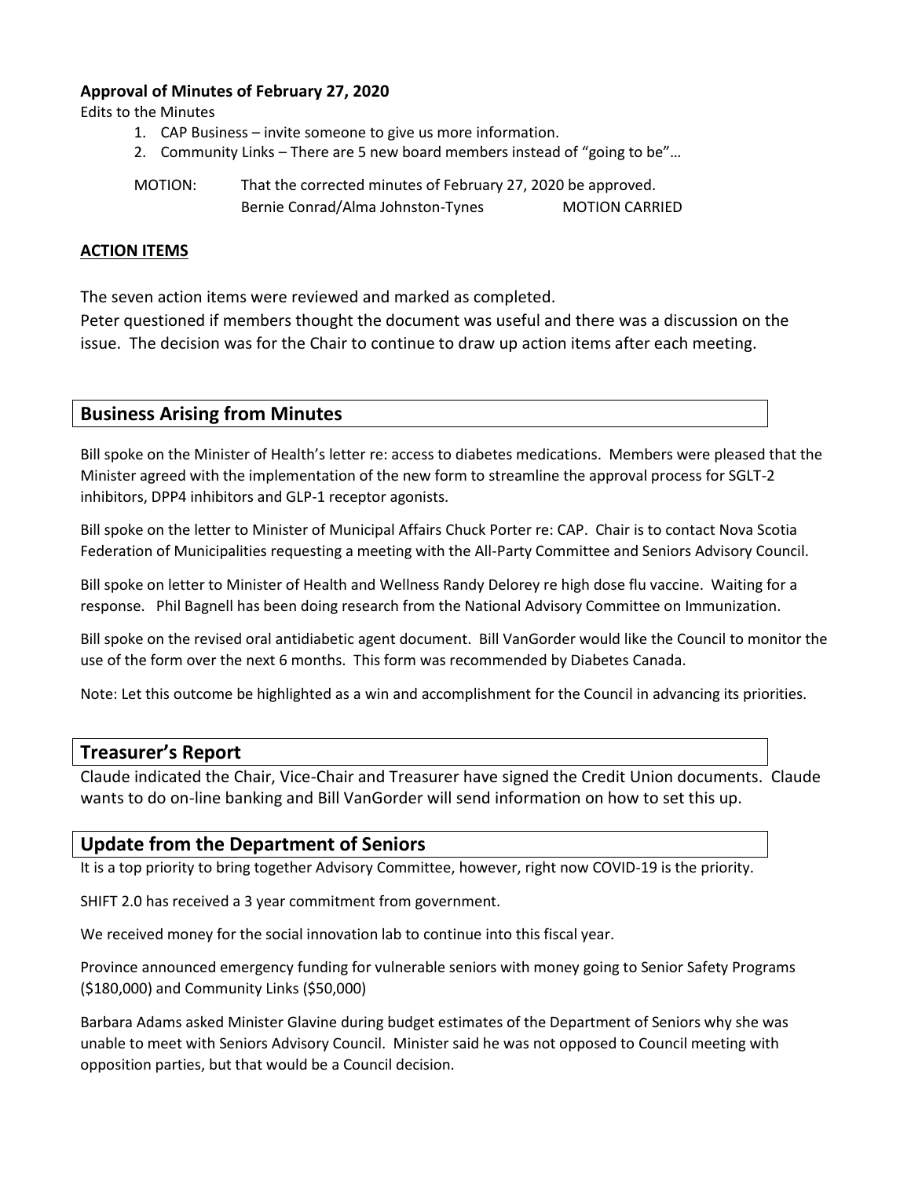**Approval of Minutes of February 27, 2020**

Edits to the Minutes

1. CAP Business – invite someone to give us more information.
2. Community Links – There are 5 new board members instead of "going to be"…

MOTION: That the corrected minutes of February 27, 2020 be approved.
Bernie Conrad/Alma Johnston-Tynes MOTION CARRIED

**ACTION ITEMS**

The seven action items were reviewed and marked as completed.
Peter questioned if members thought the document was useful and there was a discussion on the issue. The decision was for the Chair to continue to draw up action items after each meeting.

## Business Arising from Minutes

Bill spoke on the Minister of Health's letter re: access to diabetes medications. Members were pleased that the Minister agreed with the implementation of the new form to streamline the approval process for SGLT-2 inhibitors, DPP4 inhibitors and GLP-1 receptor agonists.

Bill spoke on the letter to Minister of Municipal Affairs Chuck Porter re: CAP. Chair is to contact Nova Scotia Federation of Municipalities requesting a meeting with the All-Party Committee and Seniors Advisory Council.

Bill spoke on letter to Minister of Health and Wellness Randy Delorey re high dose flu vaccine. Waiting for a response. Phil Bagnell has been doing research from the National Advisory Committee on Immunization.

Bill spoke on the revised oral antidiabetic agent document. Bill VanGorder would like the Council to monitor the use of the form over the next 6 months. This form was recommended by Diabetes Canada.

Note: Let this outcome be highlighted as a win and accomplishment for the Council in advancing its priorities.

## Treasurer's Report

Claude indicated the Chair, Vice-Chair and Treasurer have signed the Credit Union documents. Claude wants to do on-line banking and Bill VanGorder will send information on how to set this up.

## Update from the Department of Seniors

It is a top priority to bring together Advisory Committee, however, right now COVID-19 is the priority.

SHIFT 2.0 has received a 3 year commitment from government.

We received money for the social innovation lab to continue into this fiscal year.

Province announced emergency funding for vulnerable seniors with money going to Senior Safety Programs ($180,000) and Community Links ($50,000)

Barbara Adams asked Minister Glavine during budget estimates of the Department of Seniors why she was unable to meet with Seniors Advisory Council. Minister said he was not opposed to Council meeting with opposition parties, but that would be a Council decision.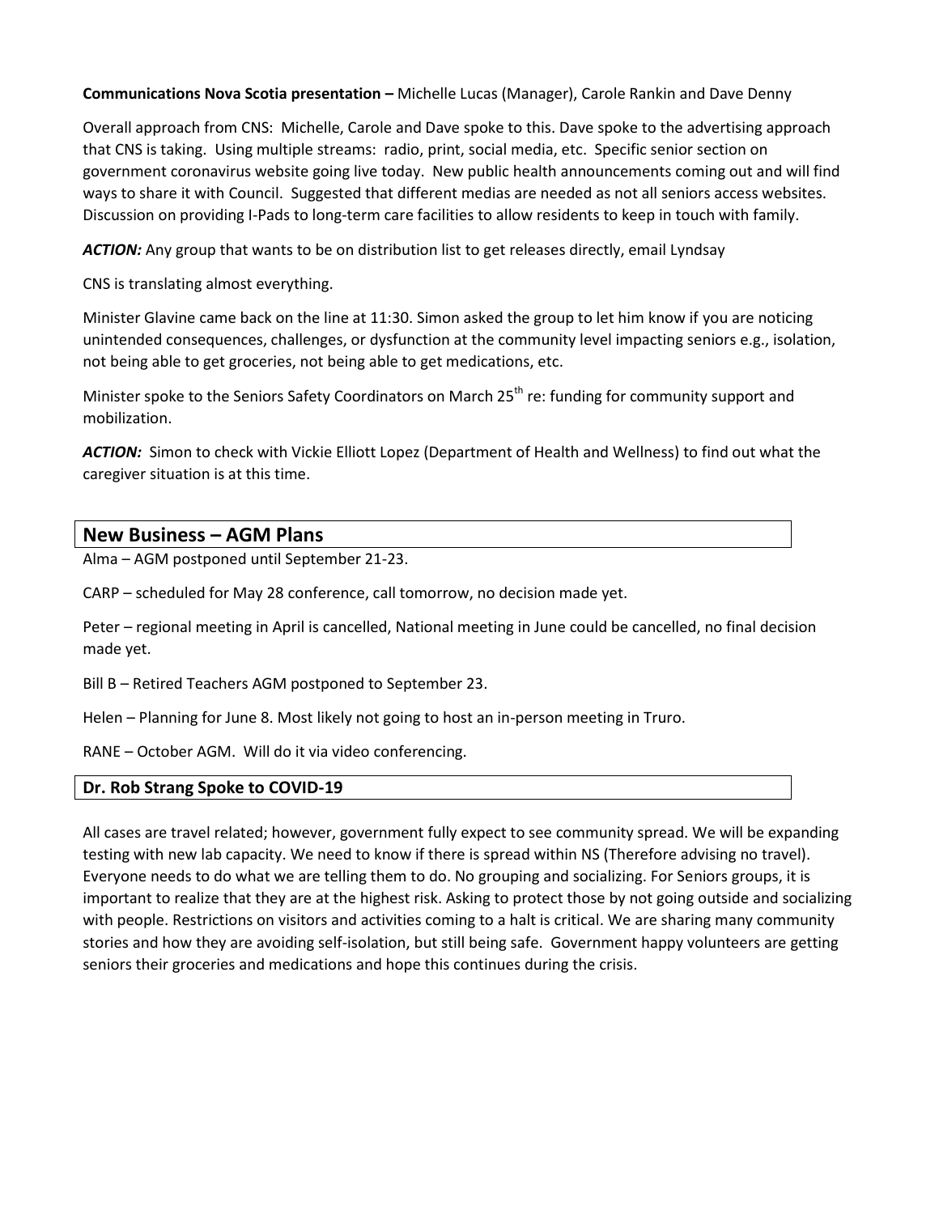**Communications Nova Scotia presentation –** Michelle Lucas (Manager), Carole Rankin and Dave Denny

Overall approach from CNS: Michelle, Carole and Dave spoke to this. Dave spoke to the advertising approach that CNS is taking. Using multiple streams: radio, print, social media, etc. Specific senior section on government coronavirus website going live today. New public health announcements coming out and will find ways to share it with Council. Suggested that different medias are needed as not all seniors access websites. Discussion on providing I-Pads to long-term care facilities to allow residents to keep in touch with family.

***ACTION:*** Any group that wants to be on distribution list to get releases directly, email Lyndsay

CNS is translating almost everything.

Minister Glavine came back on the line at 11:30. Simon asked the group to let him know if you are noticing unintended consequences, challenges, or dysfunction at the community level impacting seniors e.g., isolation, not being able to get groceries, not being able to get medications, etc.

Minister spoke to the Seniors Safety Coordinators on March 25th re: funding for community support and mobilization.

***ACTION:*** Simon to check with Vickie Elliott Lopez (Department of Health and Wellness) to find out what the caregiver situation is at this time.

## New Business – AGM Plans

Alma – AGM postponed until September 21-23.

CARP – scheduled for May 28 conference, call tomorrow, no decision made yet.

Peter – regional meeting in April is cancelled, National meeting in June could be cancelled, no final decision made yet.

Bill B – Retired Teachers AGM postponed to September 23.

Helen – Planning for June 8. Most likely not going to host an in-person meeting in Truro.

RANE – October AGM. Will do it via video conferencing.

### Dr. Rob Strang Spoke to COVID-19

All cases are travel related; however, government fully expect to see community spread. We will be expanding testing with new lab capacity. We need to know if there is spread within NS (Therefore advising no travel). Everyone needs to do what we are telling them to do. No grouping and socializing. For Seniors groups, it is important to realize that they are at the highest risk. Asking to protect those by not going outside and socializing with people. Restrictions on visitors and activities coming to a halt is critical. We are sharing many community stories and how they are avoiding self-isolation, but still being safe. Government happy volunteers are getting seniors their groceries and medications and hope this continues during the crisis.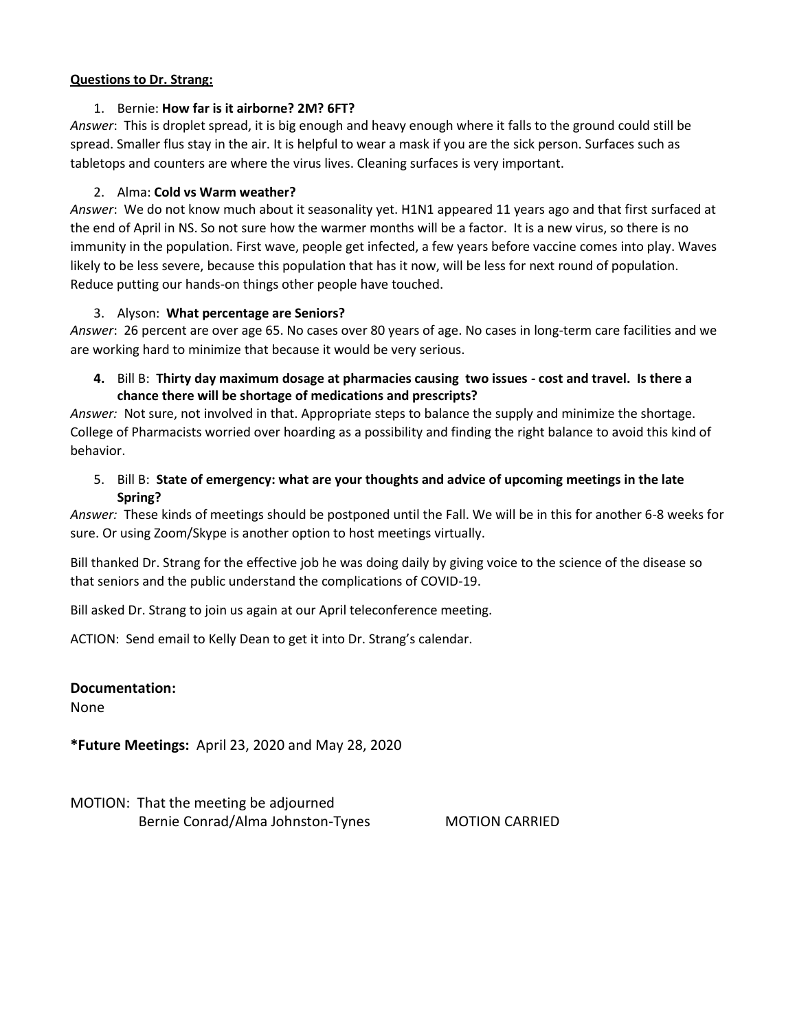**Questions to Dr. Strang:**

1. Bernie: **How far is it airborne? 2M? 6FT?**

*Answer*: This is droplet spread, it is big enough and heavy enough where it falls to the ground could still be spread. Smaller flus stay in the air. It is helpful to wear a mask if you are the sick person. Surfaces such as tabletops and counters are where the virus lives. Cleaning surfaces is very important.

2. Alma: **Cold vs Warm weather?**

*Answer*: We do not know much about it seasonality yet. H1N1 appeared 11 years ago and that first surfaced at the end of April in NS. So not sure how the warmer months will be a factor. It is a new virus, so there is no immunity in the population. First wave, people get infected, a few years before vaccine comes into play. Waves likely to be less severe, because this population that has it now, will be less for next round of population. Reduce putting our hands-on things other people have touched.

3. Alyson: **What percentage are Seniors?**

*Answer*: 26 percent are over age 65. No cases over 80 years of age. No cases in long-term care facilities and we are working hard to minimize that because it would be very serious.

4. Bill B: **Thirty day maximum dosage at pharmacies causing two issues - cost and travel. Is there a chance there will be shortage of medications and prescripts?**

*Answer:* Not sure, not involved in that. Appropriate steps to balance the supply and minimize the shortage. College of Pharmacists worried over hoarding as a possibility and finding the right balance to avoid this kind of behavior.

5. Bill B: **State of emergency: what are your thoughts and advice of upcoming meetings in the late Spring?**

*Answer:* These kinds of meetings should be postponed until the Fall. We will be in this for another 6-8 weeks for sure. Or using Zoom/Skype is another option to host meetings virtually.

Bill thanked Dr. Strang for the effective job he was doing daily by giving voice to the science of the disease so that seniors and the public understand the complications of COVID-19.

Bill asked Dr. Strang to join us again at our April teleconference meeting.

ACTION: Send email to Kelly Dean to get it into Dr. Strang's calendar.

**Documentation:**

None

***Future Meetings:** April 23, 2020 and May 28, 2020

MOTION: That the meeting be adjourned
Bernie Conrad/Alma Johnston-Tynes MOTION CARRIED